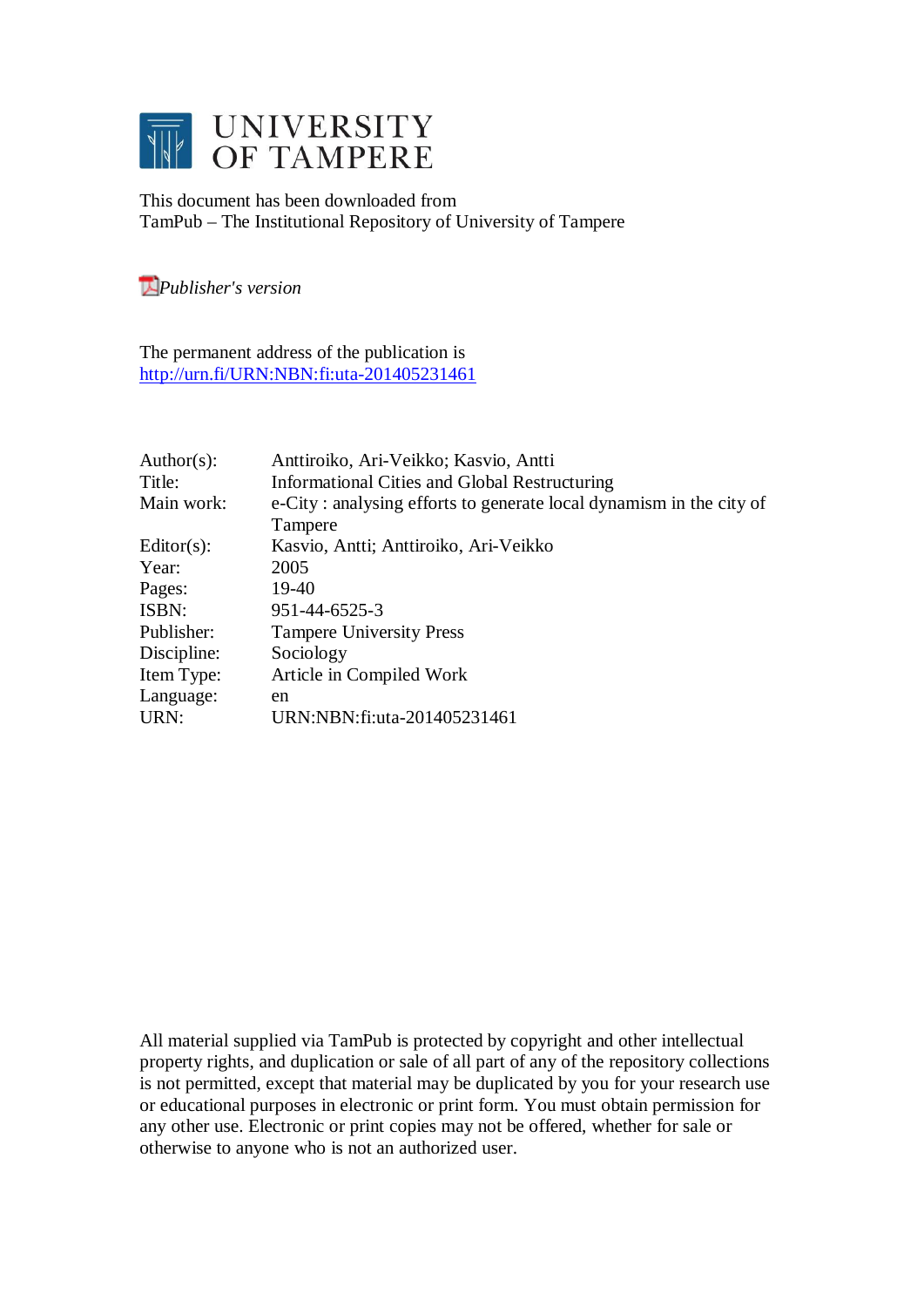# UNIVERSITY OF TAMPERE

This document has been downloaded from
TamPub – The Institutional Repository of University of Tampere

*Publisher's version*

The permanent address of the publication is
http://urn.fi/URN:NBN:fi:uta-201405231461

| | |
|---|---|
| Author(s): | Anttiroiko, Ari-Veikko; Kasvio, Antti |
| Title: | Informational Cities and Global Restructuring |
| Main work: | e-City : analysing efforts to generate local dynamism in the city of Tampere |
| Editor(s): | Kasvio, Antti; Anttiroiko, Ari-Veikko |
| Year: | 2005 |
| Pages: | 19-40 |
| ISBN: | 951-44-6525-3 |
| Publisher: | Tampere University Press |
| Discipline: | Sociology |
| Item Type: | Article in Compiled Work |
| Language: | en |
| URN: | URN:NBN:fi:uta-201405231461 |

All material supplied via TamPub is protected by copyright and other intellectual property rights, and duplication or sale of all part of any of the repository collections is not permitted, except that material may be duplicated by you for your research use or educational purposes in electronic or print form. You must obtain permission for any other use. Electronic or print copies may not be offered, whether for sale or otherwise to anyone who is not an authorized user.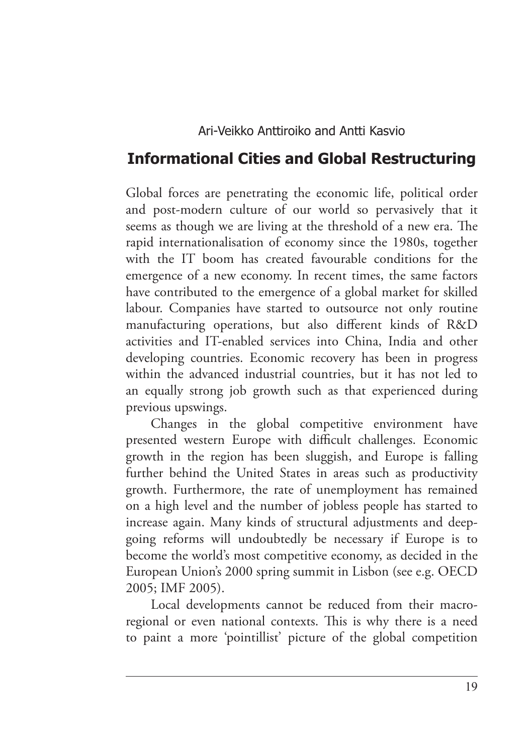Ari-Veikko Anttiroiko and Antti Kasvio

## Informational Cities and Global Restructuring

Global forces are penetrating the economic life, political order and post-modern culture of our world so pervasively that it seems as though we are living at the threshold of a new era. The rapid internationalisation of economy since the 1980s, together with the IT boom has created favourable conditions for the emergence of a new economy. In recent times, the same factors have contributed to the emergence of a global market for skilled labour. Companies have started to outsource not only routine manufacturing operations, but also different kinds of R&D activities and IT-enabled services into China, India and other developing countries. Economic recovery has been in progress within the advanced industrial countries, but it has not led to an equally strong job growth such as that experienced during previous upswings.

Changes in the global competitive environment have presented western Europe with difficult challenges. Economic growth in the region has been sluggish, and Europe is falling further behind the United States in areas such as productivity growth. Furthermore, the rate of unemployment has remained on a high level and the number of jobless people has started to increase again. Many kinds of structural adjustments and deep-going reforms will undoubtedly be necessary if Europe is to become the world's most competitive economy, as decided in the European Union's 2000 spring summit in Lisbon (see e.g. OECD 2005; IMF 2005).

Local developments cannot be reduced from their macro-regional or even national contexts. This is why there is a need to paint a more 'pointillist' picture of the global competition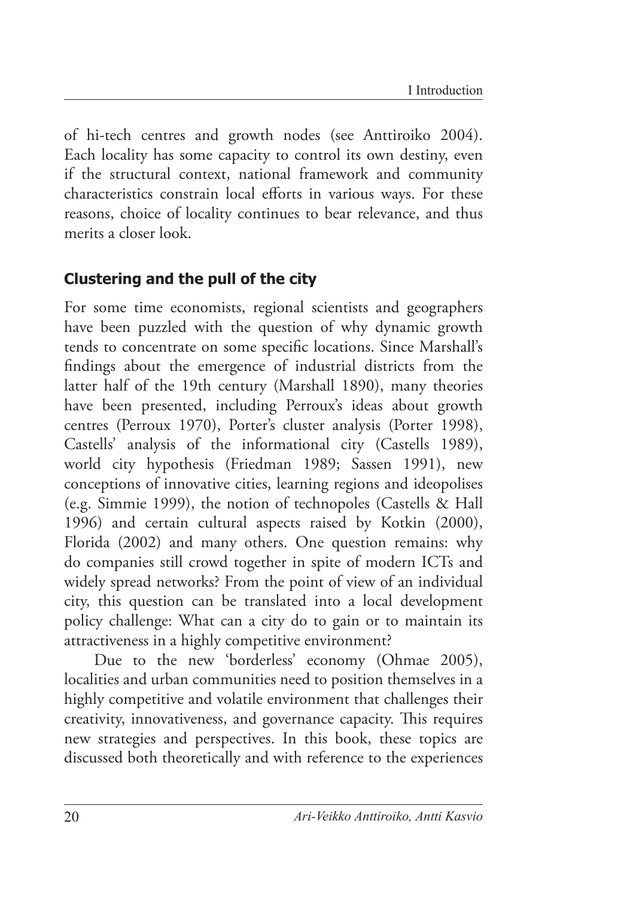of hi-tech centres and growth nodes (see Anttiroiko 2004). Each locality has some capacity to control its own destiny, even if the structural context, national framework and community characteristics constrain local efforts in various ways. For these reasons, choice of locality continues to bear relevance, and thus merits a closer look.

## Clustering and the pull of the city

For some time economists, regional scientists and geographers have been puzzled with the question of why dynamic growth tends to concentrate on some specific locations. Since Marshall's findings about the emergence of industrial districts from the latter half of the 19th century (Marshall 1890), many theories have been presented, including Perroux's ideas about growth centres (Perroux 1970), Porter's cluster analysis (Porter 1998), Castells' analysis of the informational city (Castells 1989), world city hypothesis (Friedman 1989; Sassen 1991), new conceptions of innovative cities, learning regions and ideopolises (e.g. Simmie 1999), the notion of technopoles (Castells & Hall 1996) and certain cultural aspects raised by Kotkin (2000), Florida (2002) and many others. One question remains: why do companies still crowd together in spite of modern ICTs and widely spread networks? From the point of view of an individual city, this question can be translated into a local development policy challenge: What can a city do to gain or to maintain its attractiveness in a highly competitive environment?

Due to the new 'borderless' economy (Ohmae 2005), localities and urban communities need to position themselves in a highly competitive and volatile environment that challenges their creativity, innovativeness, and governance capacity. This requires new strategies and perspectives. In this book, these topics are discussed both theoretically and with reference to the experiences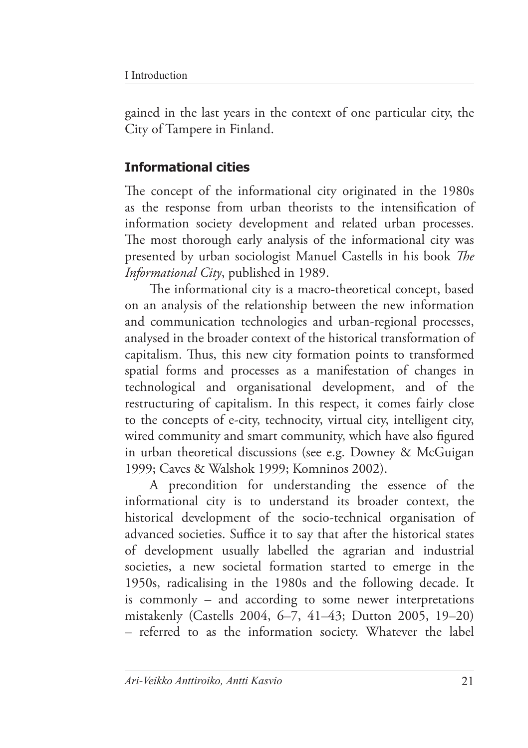gained in the last years in the context of one particular city, the City of Tampere in Finland.

## Informational cities

The concept of the informational city originated in the 1980s as the response from urban theorists to the intensification of information society development and related urban processes. The most thorough early analysis of the informational city was presented by urban sociologist Manuel Castells in his book *The Informational City*, published in 1989.

The informational city is a macro-theoretical concept, based on an analysis of the relationship between the new information and communication technologies and urban-regional processes, analysed in the broader context of the historical transformation of capitalism. Thus, this new city formation points to transformed spatial forms and processes as a manifestation of changes in technological and organisational development, and of the restructuring of capitalism. In this respect, it comes fairly close to the concepts of e-city, technocity, virtual city, intelligent city, wired community and smart community, which have also figured in urban theoretical discussions (see e.g. Downey & McGuigan 1999; Caves & Walshok 1999; Komninos 2002).

A precondition for understanding the essence of the informational city is to understand its broader context, the historical development of the socio-technical organisation of advanced societies. Suffice it to say that after the historical states of development usually labelled the agrarian and industrial societies, a new societal formation started to emerge in the 1950s, radicalising in the 1980s and the following decade. It is commonly – and according to some newer interpretations mistakenly (Castells 2004, 6–7, 41–43; Dutton 2005, 19–20) – referred to as the information society. Whatever the label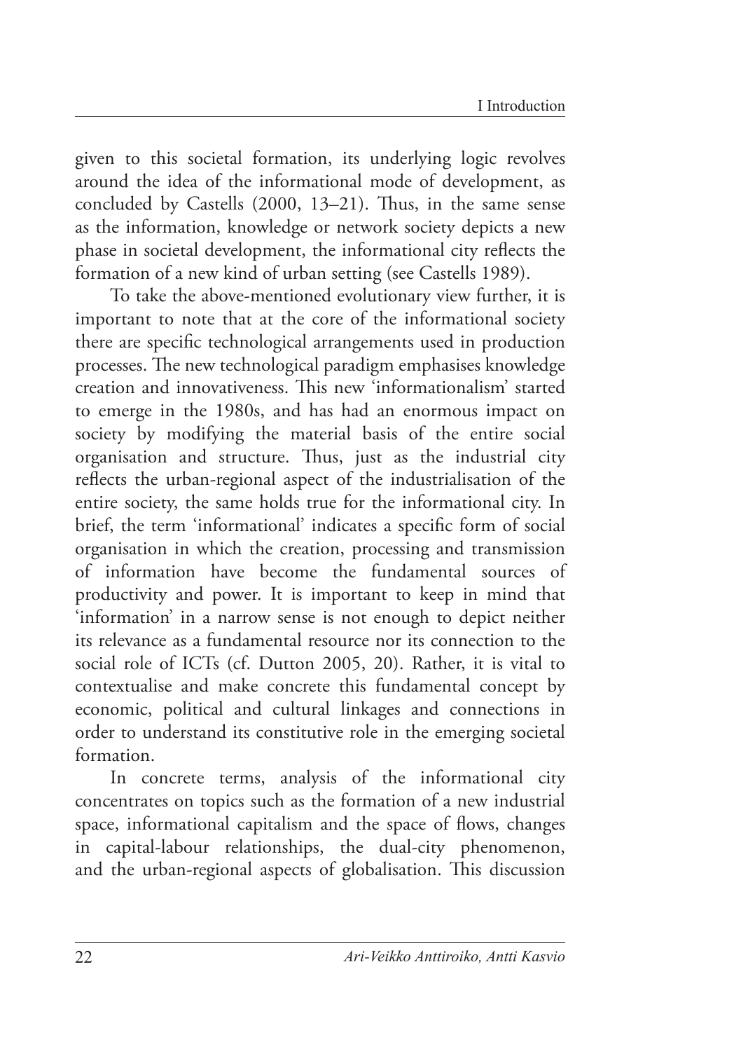given to this societal formation, its underlying logic revolves around the idea of the informational mode of development, as concluded by Castells (2000, 13–21). Thus, in the same sense as the information, knowledge or network society depicts a new phase in societal development, the informational city reflects the formation of a new kind of urban setting (see Castells 1989).

To take the above-mentioned evolutionary view further, it is important to note that at the core of the informational society there are specific technological arrangements used in production processes. The new technological paradigm emphasises knowledge creation and innovativeness. This new 'informationalism' started to emerge in the 1980s, and has had an enormous impact on society by modifying the material basis of the entire social organisation and structure. Thus, just as the industrial city reflects the urban-regional aspect of the industrialisation of the entire society, the same holds true for the informational city. In brief, the term 'informational' indicates a specific form of social organisation in which the creation, processing and transmission of information have become the fundamental sources of productivity and power. It is important to keep in mind that 'information' in a narrow sense is not enough to depict neither its relevance as a fundamental resource nor its connection to the social role of ICTs (cf. Dutton 2005, 20). Rather, it is vital to contextualise and make concrete this fundamental concept by economic, political and cultural linkages and connections in order to understand its constitutive role in the emerging societal formation.

In concrete terms, analysis of the informational city concentrates on topics such as the formation of a new industrial space, informational capitalism and the space of flows, changes in capital-labour relationships, the dual-city phenomenon, and the urban-regional aspects of globalisation. This discussion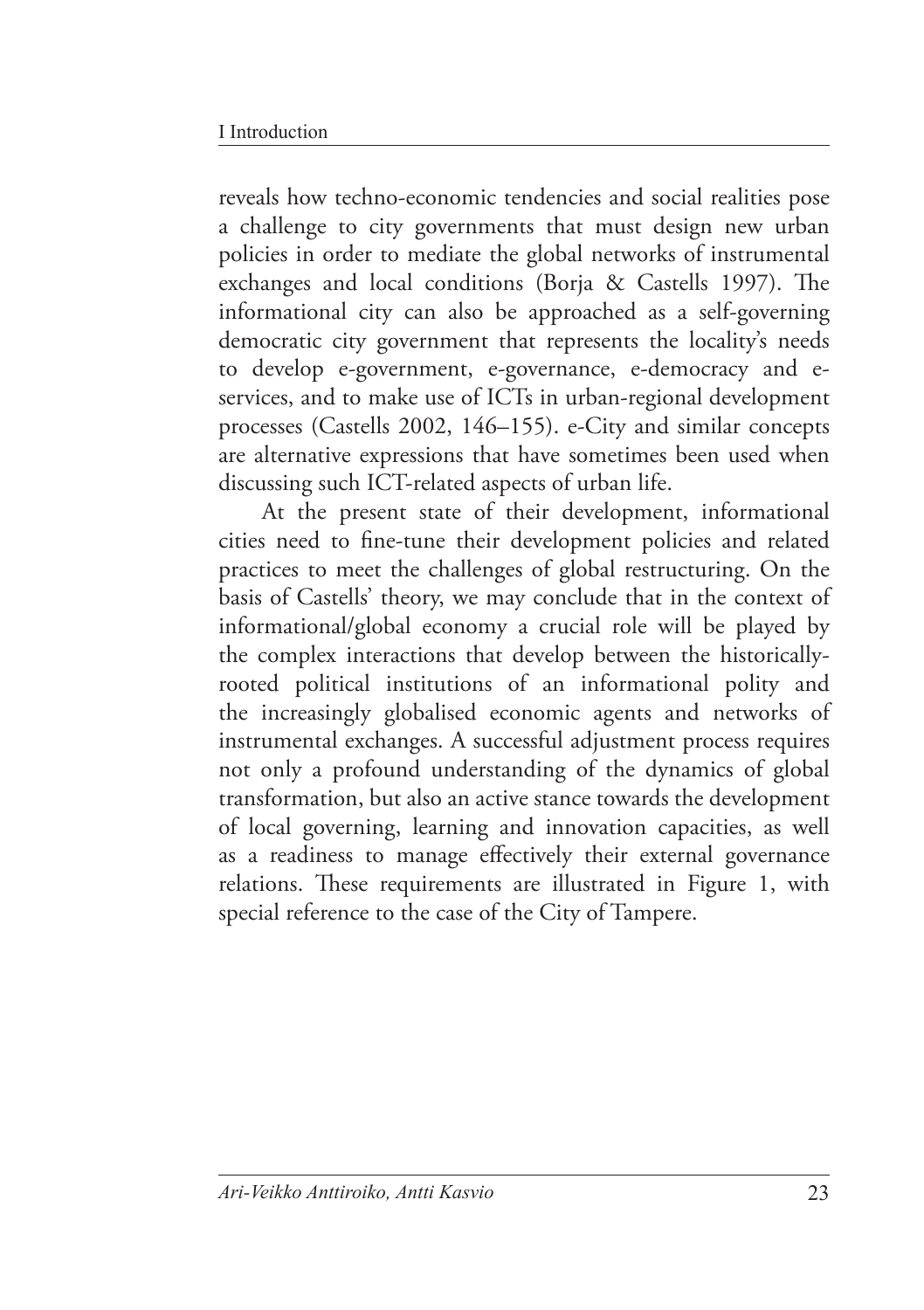reveals how techno-economic tendencies and social realities pose a challenge to city governments that must design new urban policies in order to mediate the global networks of instrumental exchanges and local conditions (Borja & Castells 1997). The informational city can also be approached as a self-governing democratic city government that represents the locality's needs to develop e-government, e-governance, e-democracy and e-services, and to make use of ICTs in urban-regional development processes (Castells 2002, 146–155). e-City and similar concepts are alternative expressions that have sometimes been used when discussing such ICT-related aspects of urban life.

At the present state of their development, informational cities need to fine-tune their development policies and related practices to meet the challenges of global restructuring. On the basis of Castells' theory, we may conclude that in the context of informational/global economy a crucial role will be played by the complex interactions that develop between the historically-rooted political institutions of an informational polity and the increasingly globalised economic agents and networks of instrumental exchanges. A successful adjustment process requires not only a profound understanding of the dynamics of global transformation, but also an active stance towards the development of local governing, learning and innovation capacities, as well as a readiness to manage effectively their external governance relations. These requirements are illustrated in Figure 1, with special reference to the case of the City of Tampere.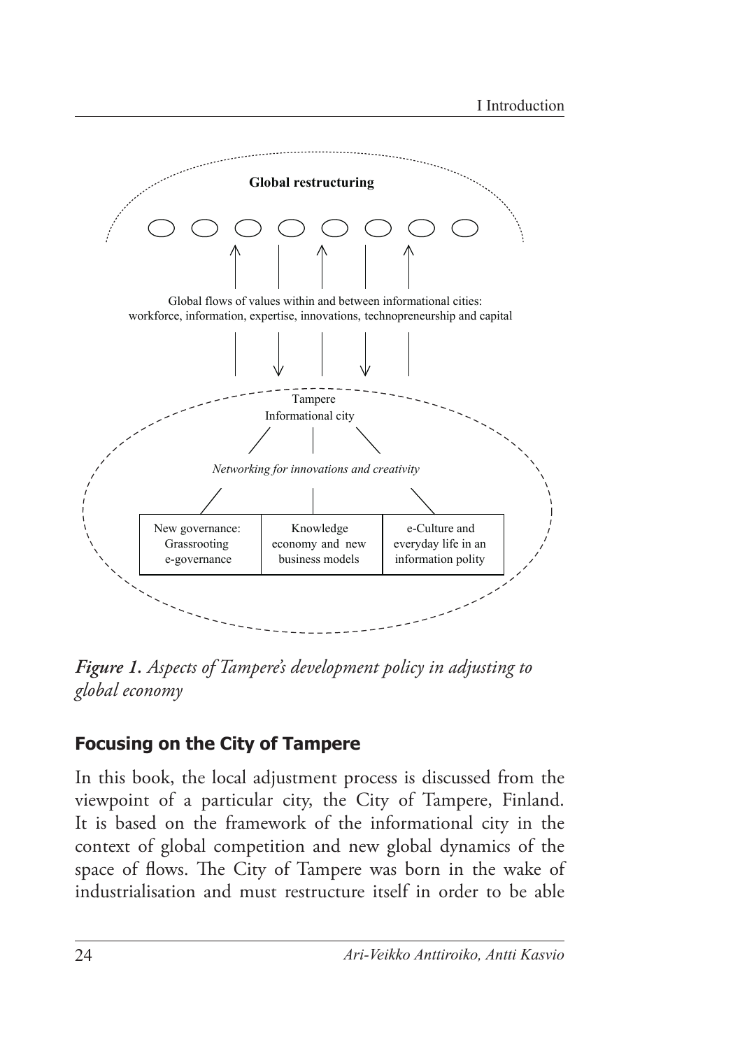Global restructuring

Global flows of values within and between informational cities: workforce, information, expertise, innovations, technopreneurship and capital

Tampere
Informational city

*Networking for innovations and creativity*

| New governance: Grassrooting e-governance | Knowledge economy and new business models | e-Culture and everyday life in an information polity |
|---|---|---|

***Figure 1.*** *Aspects of Tampere's development policy in adjusting to global economy*

## Focusing on the City of Tampere

In this book, the local adjustment process is discussed from the viewpoint of a particular city, the City of Tampere, Finland. It is based on the framework of the informational city in the context of global competition and new global dynamics of the space of flows. The City of Tampere was born in the wake of industrialisation and must restructure itself in order to be able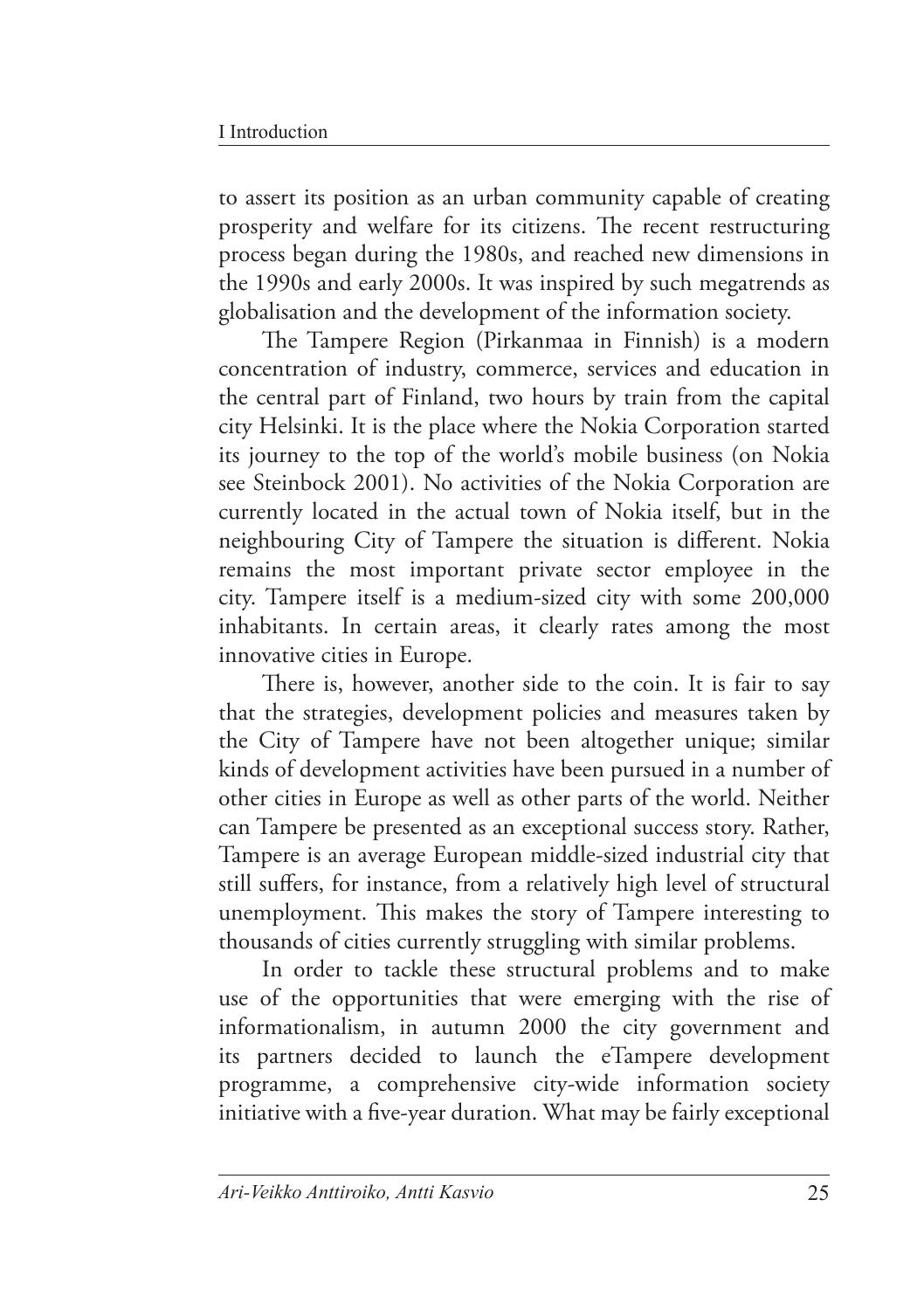to assert its position as an urban community capable of creating prosperity and welfare for its citizens. The recent restructuring process began during the 1980s, and reached new dimensions in the 1990s and early 2000s. It was inspired by such megatrends as globalisation and the development of the information society.

The Tampere Region (Pirkanmaa in Finnish) is a modern concentration of industry, commerce, services and education in the central part of Finland, two hours by train from the capital city Helsinki. It is the place where the Nokia Corporation started its journey to the top of the world's mobile business (on Nokia see Steinbock 2001). No activities of the Nokia Corporation are currently located in the actual town of Nokia itself, but in the neighbouring City of Tampere the situation is different. Nokia remains the most important private sector employee in the city. Tampere itself is a medium-sized city with some 200,000 inhabitants. In certain areas, it clearly rates among the most innovative cities in Europe.

There is, however, another side to the coin. It is fair to say that the strategies, development policies and measures taken by the City of Tampere have not been altogether unique; similar kinds of development activities have been pursued in a number of other cities in Europe as well as other parts of the world. Neither can Tampere be presented as an exceptional success story. Rather, Tampere is an average European middle-sized industrial city that still suffers, for instance, from a relatively high level of structural unemployment. This makes the story of Tampere interesting to thousands of cities currently struggling with similar problems.

In order to tackle these structural problems and to make use of the opportunities that were emerging with the rise of informationalism, in autumn 2000 the city government and its partners decided to launch the eTampere development programme, a comprehensive city-wide information society initiative with a five-year duration. What may be fairly exceptional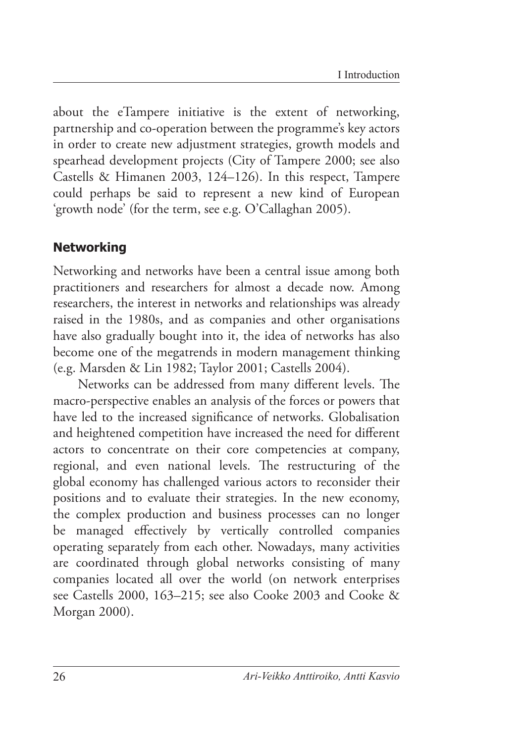about the eTampere initiative is the extent of networking, partnership and co-operation between the programme's key actors in order to create new adjustment strategies, growth models and spearhead development projects (City of Tampere 2000; see also Castells & Himanen 2003, 124–126). In this respect, Tampere could perhaps be said to represent a new kind of European 'growth node' (for the term, see e.g. O'Callaghan 2005).

## Networking

Networking and networks have been a central issue among both practitioners and researchers for almost a decade now. Among researchers, the interest in networks and relationships was already raised in the 1980s, and as companies and other organisations have also gradually bought into it, the idea of networks has also become one of the megatrends in modern management thinking (e.g. Marsden & Lin 1982; Taylor 2001; Castells 2004).

Networks can be addressed from many different levels. The macro-perspective enables an analysis of the forces or powers that have led to the increased significance of networks. Globalisation and heightened competition have increased the need for different actors to concentrate on their core competencies at company, regional, and even national levels. The restructuring of the global economy has challenged various actors to reconsider their positions and to evaluate their strategies. In the new economy, the complex production and business processes can no longer be managed effectively by vertically controlled companies operating separately from each other. Nowadays, many activities are coordinated through global networks consisting of many companies located all over the world (on network enterprises see Castells 2000, 163–215; see also Cooke 2003 and Cooke & Morgan 2000).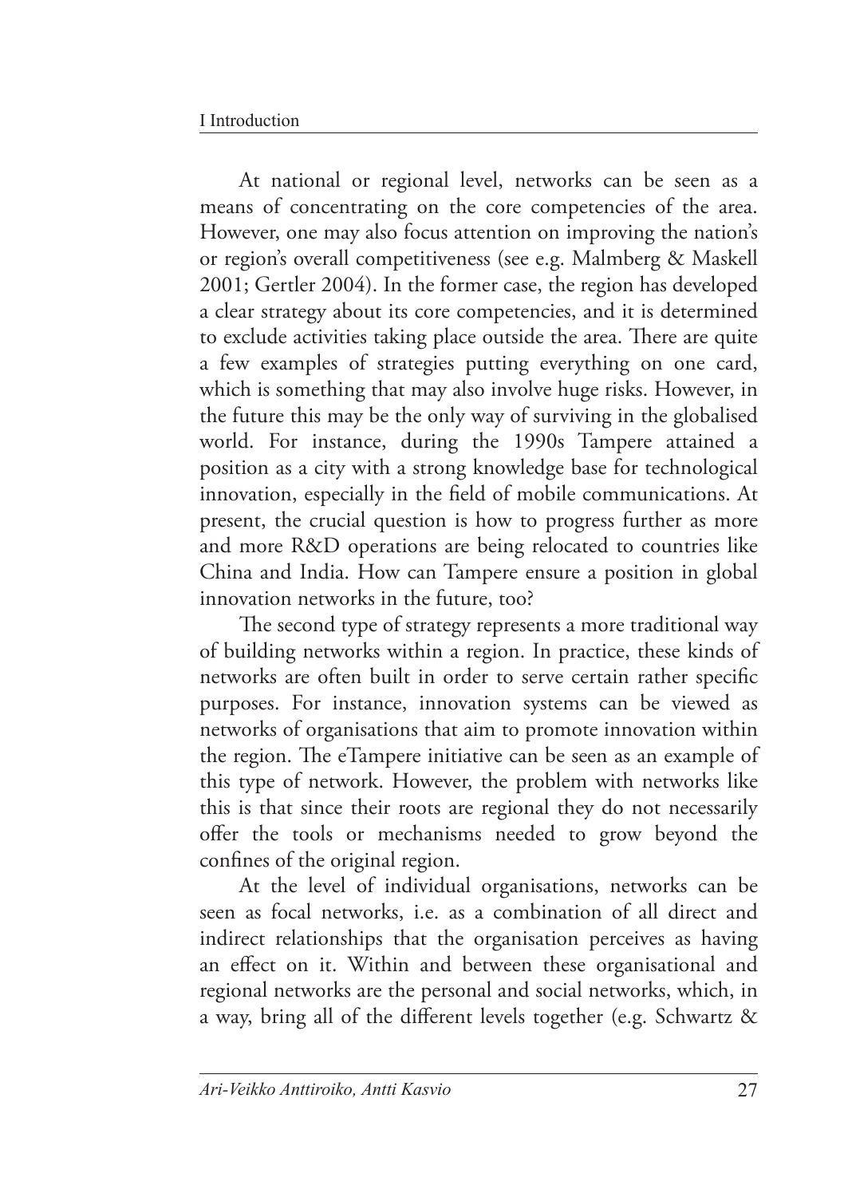At national or regional level, networks can be seen as a means of concentrating on the core competencies of the area. However, one may also focus attention on improving the nation's or region's overall competitiveness (see e.g. Malmberg & Maskell 2001; Gertler 2004). In the former case, the region has developed a clear strategy about its core competencies, and it is determined to exclude activities taking place outside the area. There are quite a few examples of strategies putting everything on one card, which is something that may also involve huge risks. However, in the future this may be the only way of surviving in the globalised world. For instance, during the 1990s Tampere attained a position as a city with a strong knowledge base for technological innovation, especially in the field of mobile communications. At present, the crucial question is how to progress further as more and more R&D operations are being relocated to countries like China and India. How can Tampere ensure a position in global innovation networks in the future, too?

The second type of strategy represents a more traditional way of building networks within a region. In practice, these kinds of networks are often built in order to serve certain rather specific purposes. For instance, innovation systems can be viewed as networks of organisations that aim to promote innovation within the region. The eTampere initiative can be seen as an example of this type of network. However, the problem with networks like this is that since their roots are regional they do not necessarily offer the tools or mechanisms needed to grow beyond the confines of the original region.

At the level of individual organisations, networks can be seen as focal networks, i.e. as a combination of all direct and indirect relationships that the organisation perceives as having an effect on it. Within and between these organisational and regional networks are the personal and social networks, which, in a way, bring all of the different levels together (e.g. Schwartz &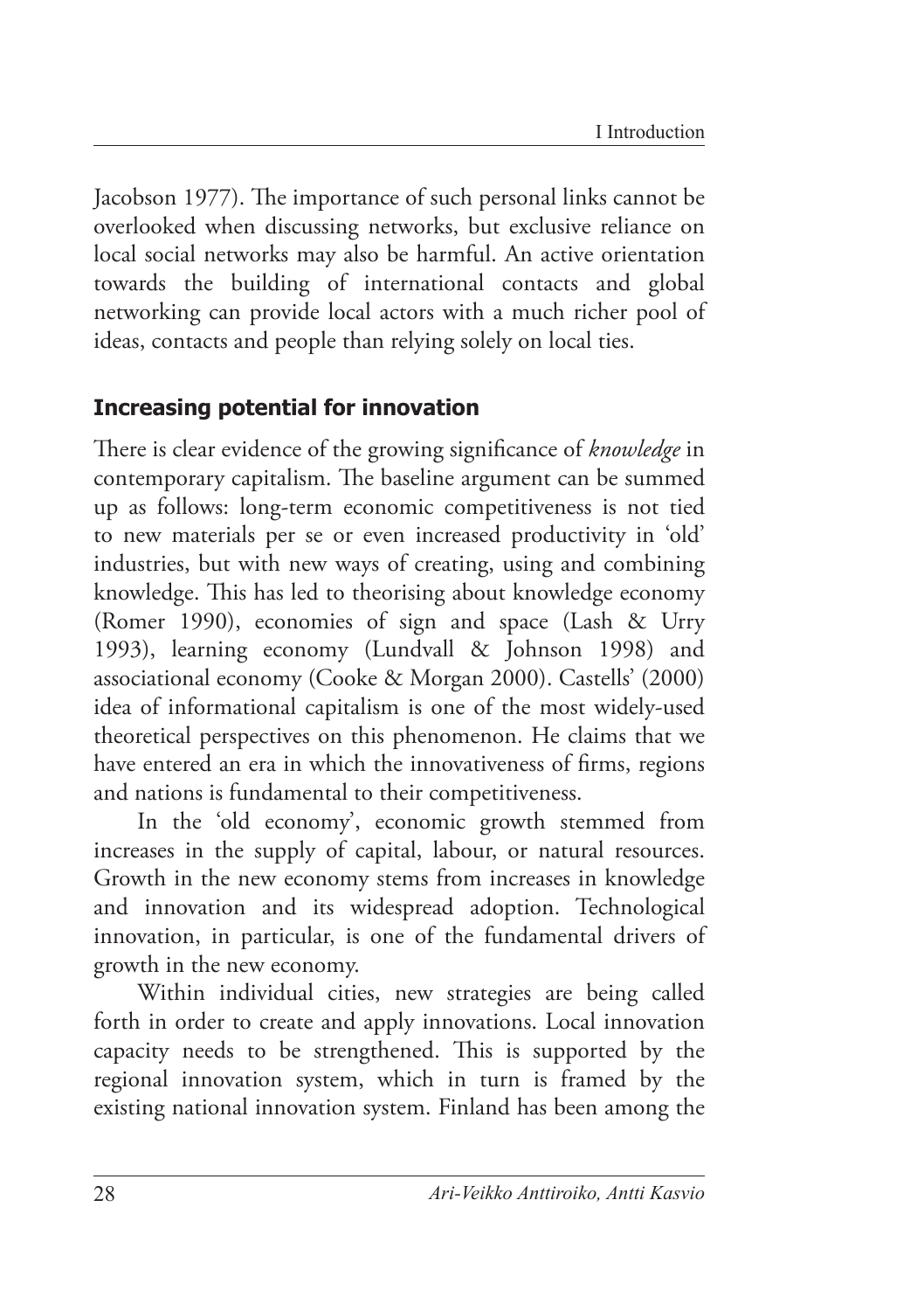Jacobson 1977). The importance of such personal links cannot be overlooked when discussing networks, but exclusive reliance on local social networks may also be harmful. An active orientation towards the building of international contacts and global networking can provide local actors with a much richer pool of ideas, contacts and people than relying solely on local ties.

## Increasing potential for innovation

There is clear evidence of the growing significance of *knowledge* in contemporary capitalism. The baseline argument can be summed up as follows: long-term economic competitiveness is not tied to new materials per se or even increased productivity in 'old' industries, but with new ways of creating, using and combining knowledge. This has led to theorising about knowledge economy (Romer 1990), economies of sign and space (Lash & Urry 1993), learning economy (Lundvall & Johnson 1998) and associational economy (Cooke & Morgan 2000). Castells' (2000) idea of informational capitalism is one of the most widely-used theoretical perspectives on this phenomenon. He claims that we have entered an era in which the innovativeness of firms, regions and nations is fundamental to their competitiveness.

In the 'old economy', economic growth stemmed from increases in the supply of capital, labour, or natural resources. Growth in the new economy stems from increases in knowledge and innovation and its widespread adoption. Technological innovation, in particular, is one of the fundamental drivers of growth in the new economy.

Within individual cities, new strategies are being called forth in order to create and apply innovations. Local innovation capacity needs to be strengthened. This is supported by the regional innovation system, which in turn is framed by the existing national innovation system. Finland has been among the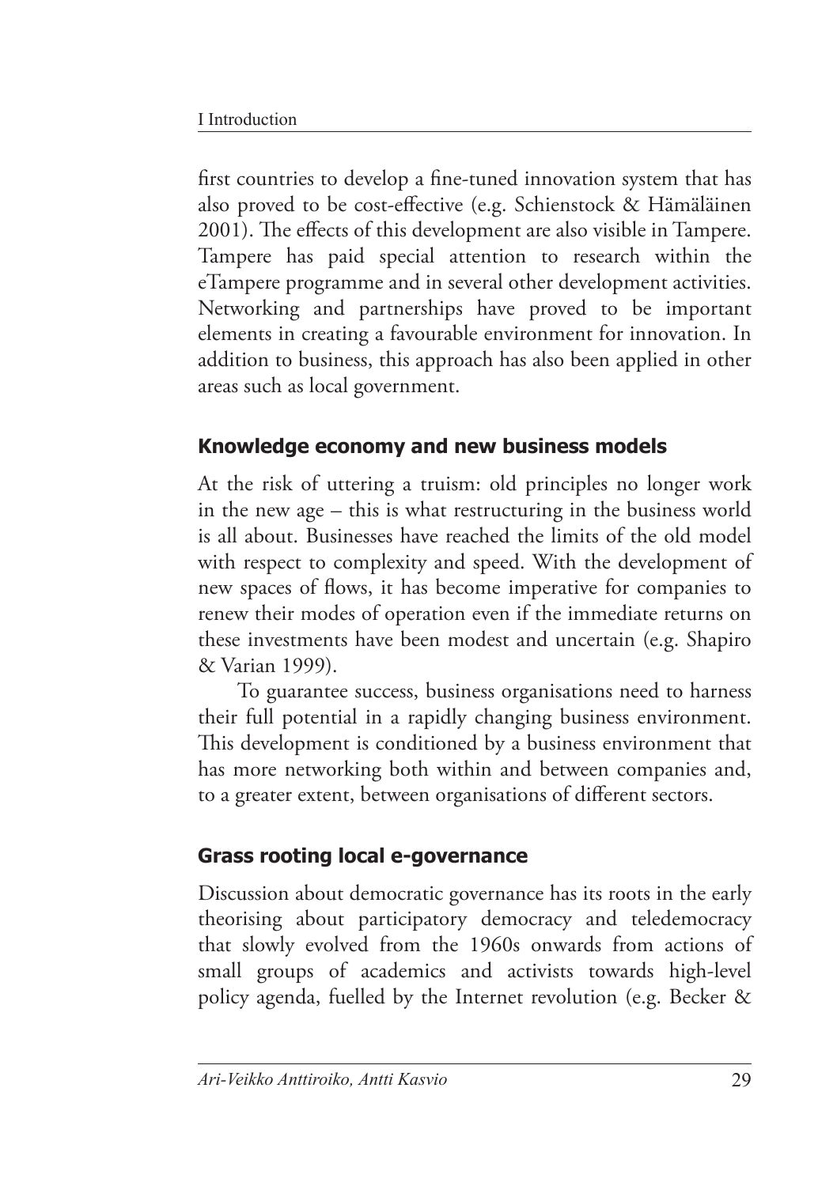first countries to develop a fine-tuned innovation system that has also proved to be cost-effective (e.g. Schienstock & Hämäläinen 2001). The effects of this development are also visible in Tampere. Tampere has paid special attention to research within the eTampere programme and in several other development activities. Networking and partnerships have proved to be important elements in creating a favourable environment for innovation. In addition to business, this approach has also been applied in other areas such as local government.

## Knowledge economy and new business models

At the risk of uttering a truism: old principles no longer work in the new age – this is what restructuring in the business world is all about. Businesses have reached the limits of the old model with respect to complexity and speed. With the development of new spaces of flows, it has become imperative for companies to renew their modes of operation even if the immediate returns on these investments have been modest and uncertain (e.g. Shapiro & Varian 1999).

To guarantee success, business organisations need to harness their full potential in a rapidly changing business environment. This development is conditioned by a business environment that has more networking both within and between companies and, to a greater extent, between organisations of different sectors.

## Grass rooting local e-governance

Discussion about democratic governance has its roots in the early theorising about participatory democracy and teledemocracy that slowly evolved from the 1960s onwards from actions of small groups of academics and activists towards high-level policy agenda, fuelled by the Internet revolution (e.g. Becker &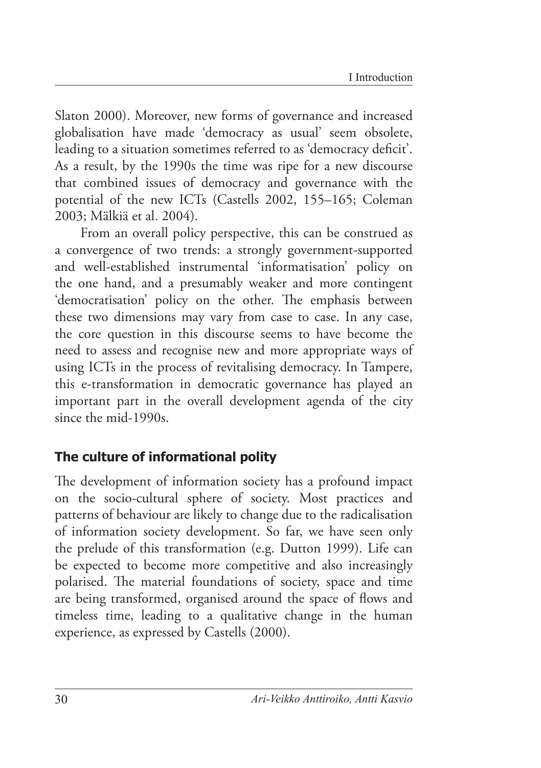Slaton 2000). Moreover, new forms of governance and increased globalisation have made 'democracy as usual' seem obsolete, leading to a situation sometimes referred to as 'democracy deficit'. As a result, by the 1990s the time was ripe for a new discourse that combined issues of democracy and governance with the potential of the new ICTs (Castells 2002, 155–165; Coleman 2003; Mälkiä et al. 2004).

From an overall policy perspective, this can be construed as a convergence of two trends: a strongly government-supported and well-established instrumental 'informatisation' policy on the one hand, and a presumably weaker and more contingent 'democratisation' policy on the other. The emphasis between these two dimensions may vary from case to case. In any case, the core question in this discourse seems to have become the need to assess and recognise new and more appropriate ways of using ICTs in the process of revitalising democracy. In Tampere, this e-transformation in democratic governance has played an important part in the overall development agenda of the city since the mid-1990s.

## The culture of informational polity

The development of information society has a profound impact on the socio-cultural sphere of society. Most practices and patterns of behaviour are likely to change due to the radicalisation of information society development. So far, we have seen only the prelude of this transformation (e.g. Dutton 1999). Life can be expected to become more competitive and also increasingly polarised. The material foundations of society, space and time are being transformed, organised around the space of flows and timeless time, leading to a qualitative change in the human experience, as expressed by Castells (2000).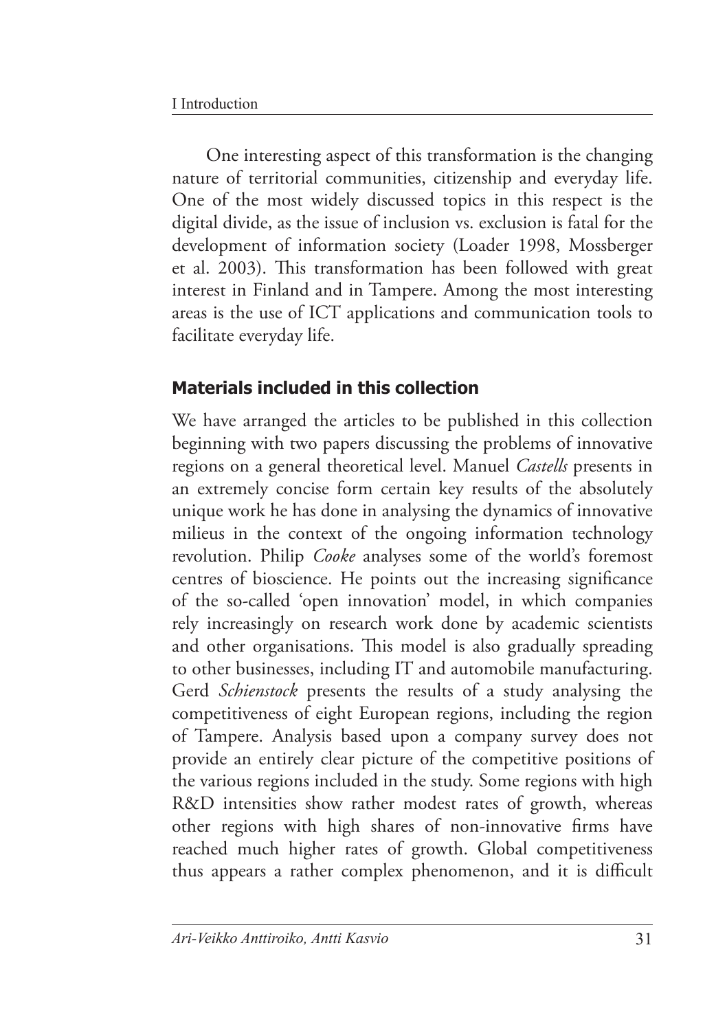One interesting aspect of this transformation is the changing nature of territorial communities, citizenship and everyday life. One of the most widely discussed topics in this respect is the digital divide, as the issue of inclusion vs. exclusion is fatal for the development of information society (Loader 1998, Mossberger et al. 2003). This transformation has been followed with great interest in Finland and in Tampere. Among the most interesting areas is the use of ICT applications and communication tools to facilitate everyday life.

## Materials included in this collection

We have arranged the articles to be published in this collection beginning with two papers discussing the problems of innovative regions on a general theoretical level. Manuel *Castells* presents in an extremely concise form certain key results of the absolutely unique work he has done in analysing the dynamics of innovative milieus in the context of the ongoing information technology revolution. Philip *Cooke* analyses some of the world's foremost centres of bioscience. He points out the increasing significance of the so-called 'open innovation' model, in which companies rely increasingly on research work done by academic scientists and other organisations. This model is also gradually spreading to other businesses, including IT and automobile manufacturing. Gerd *Schienstock* presents the results of a study analysing the competitiveness of eight European regions, including the region of Tampere. Analysis based upon a company survey does not provide an entirely clear picture of the competitive positions of the various regions included in the study. Some regions with high R&D intensities show rather modest rates of growth, whereas other regions with high shares of non-innovative firms have reached much higher rates of growth. Global competitiveness thus appears a rather complex phenomenon, and it is difficult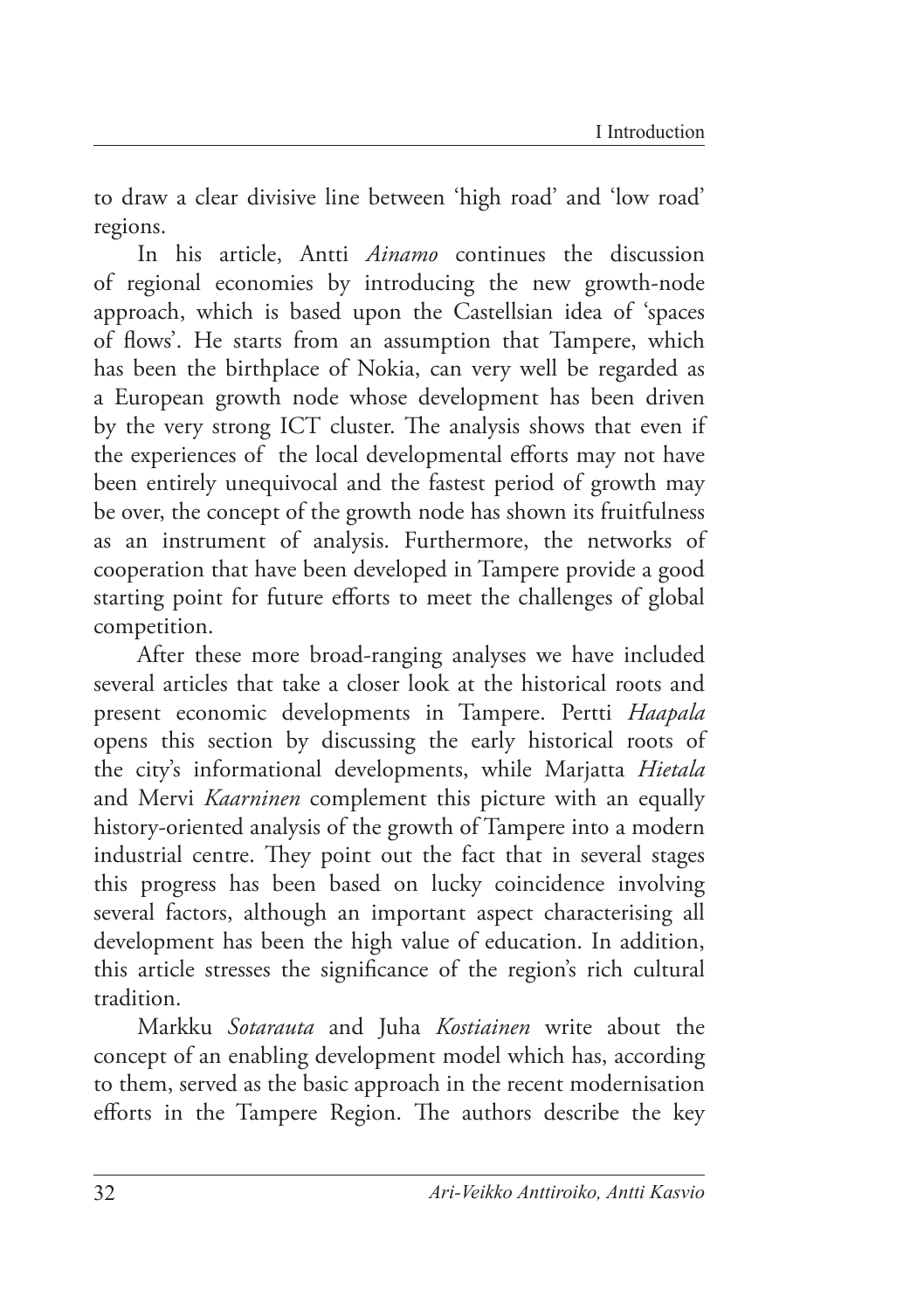to draw a clear divisive line between 'high road' and 'low road' regions.

In his article, Antti *Ainamo* continues the discussion of regional economies by introducing the new growth-node approach, which is based upon the Castellsian idea of 'spaces of flows'. He starts from an assumption that Tampere, which has been the birthplace of Nokia, can very well be regarded as a European growth node whose development has been driven by the very strong ICT cluster. The analysis shows that even if the experiences of the local developmental efforts may not have been entirely unequivocal and the fastest period of growth may be over, the concept of the growth node has shown its fruitfulness as an instrument of analysis. Furthermore, the networks of cooperation that have been developed in Tampere provide a good starting point for future efforts to meet the challenges of global competition.

After these more broad-ranging analyses we have included several articles that take a closer look at the historical roots and present economic developments in Tampere. Pertti *Haapala* opens this section by discussing the early historical roots of the city's informational developments, while Marjatta *Hietala* and Mervi *Kaarninen* complement this picture with an equally history-oriented analysis of the growth of Tampere into a modern industrial centre. They point out the fact that in several stages this progress has been based on lucky coincidence involving several factors, although an important aspect characterising all development has been the high value of education. In addition, this article stresses the significance of the region's rich cultural tradition.

Markku *Sotarauta* and Juha *Kostiainen* write about the concept of an enabling development model which has, according to them, served as the basic approach in the recent modernisation efforts in the Tampere Region. The authors describe the key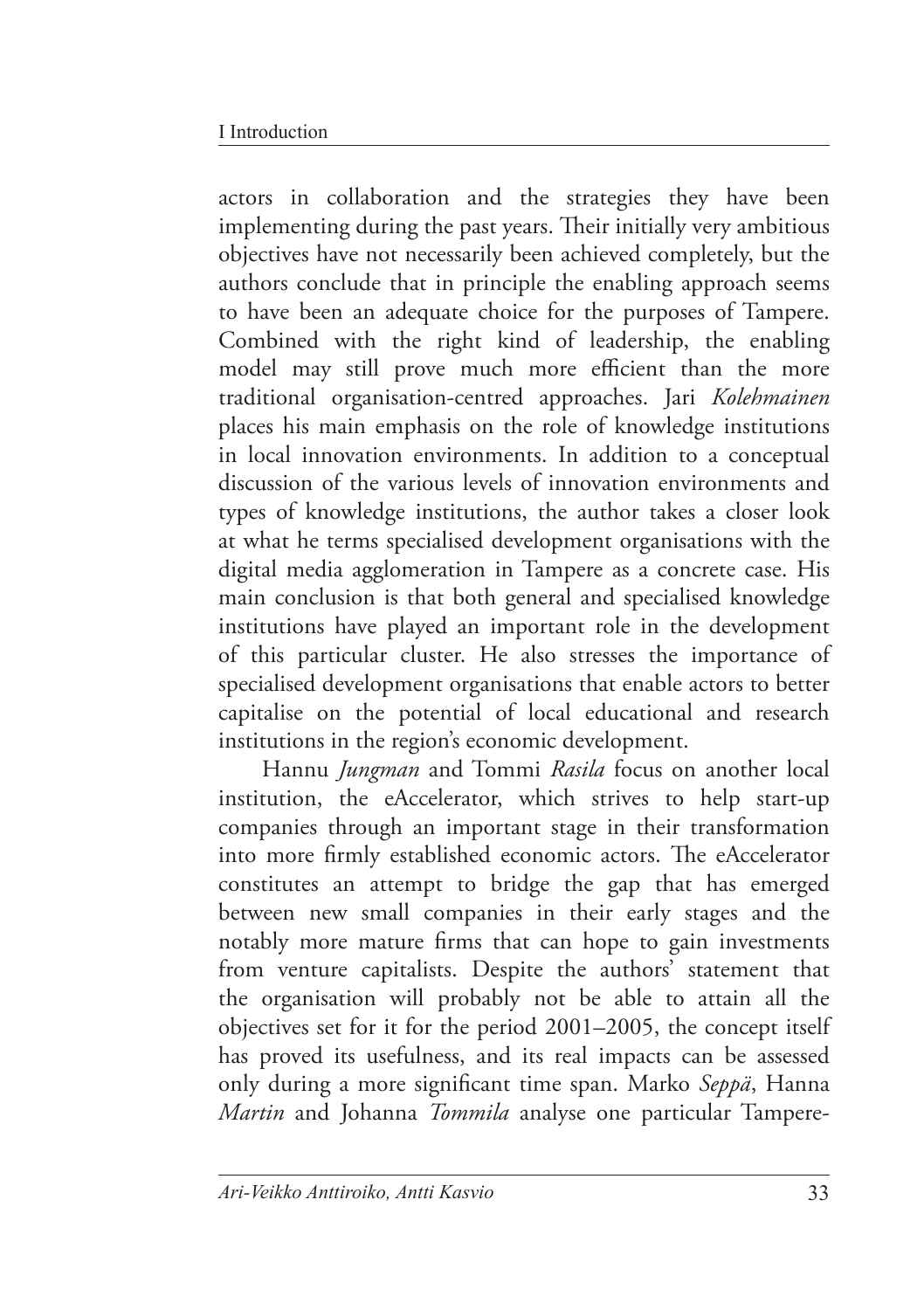actors in collaboration and the strategies they have been implementing during the past years. Their initially very ambitious objectives have not necessarily been achieved completely, but the authors conclude that in principle the enabling approach seems to have been an adequate choice for the purposes of Tampere. Combined with the right kind of leadership, the enabling model may still prove much more efficient than the more traditional organisation-centred approaches. Jari *Kolehmainen* places his main emphasis on the role of knowledge institutions in local innovation environments. In addition to a conceptual discussion of the various levels of innovation environments and types of knowledge institutions, the author takes a closer look at what he terms specialised development organisations with the digital media agglomeration in Tampere as a concrete case. His main conclusion is that both general and specialised knowledge institutions have played an important role in the development of this particular cluster. He also stresses the importance of specialised development organisations that enable actors to better capitalise on the potential of local educational and research institutions in the region's economic development.

Hannu *Jungman* and Tommi *Rasila* focus on another local institution, the eAccelerator, which strives to help start-up companies through an important stage in their transformation into more firmly established economic actors. The eAccelerator constitutes an attempt to bridge the gap that has emerged between new small companies in their early stages and the notably more mature firms that can hope to gain investments from venture capitalists. Despite the authors' statement that the organisation will probably not be able to attain all the objectives set for it for the period 2001–2005, the concept itself has proved its usefulness, and its real impacts can be assessed only during a more significant time span. Marko *Seppä*, Hanna *Martin* and Johanna *Tommila* analyse one particular Tampere-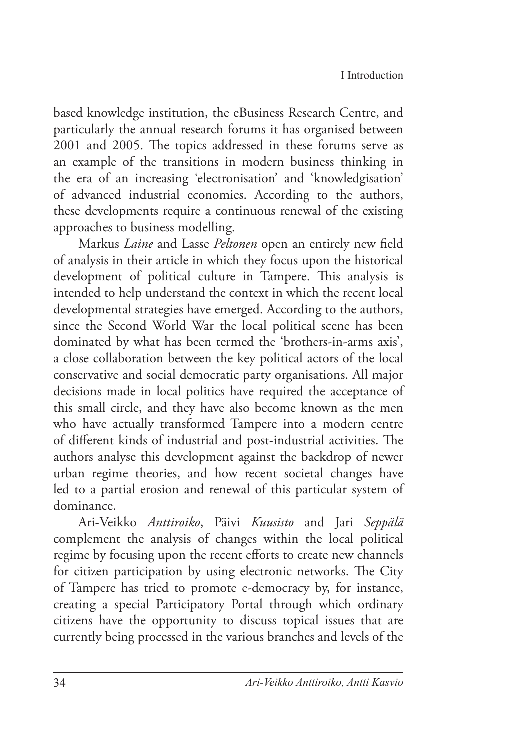based knowledge institution, the eBusiness Research Centre, and particularly the annual research forums it has organised between 2001 and 2005. The topics addressed in these forums serve as an example of the transitions in modern business thinking in the era of an increasing 'electronisation' and 'knowledgisation' of advanced industrial economies. According to the authors, these developments require a continuous renewal of the existing approaches to business modelling.

Markus *Laine* and Lasse *Peltonen* open an entirely new field of analysis in their article in which they focus upon the historical development of political culture in Tampere. This analysis is intended to help understand the context in which the recent local developmental strategies have emerged. According to the authors, since the Second World War the local political scene has been dominated by what has been termed the 'brothers-in-arms axis', a close collaboration between the key political actors of the local conservative and social democratic party organisations. All major decisions made in local politics have required the acceptance of this small circle, and they have also become known as the men who have actually transformed Tampere into a modern centre of different kinds of industrial and post-industrial activities. The authors analyse this development against the backdrop of newer urban regime theories, and how recent societal changes have led to a partial erosion and renewal of this particular system of dominance.

Ari-Veikko *Anttiroiko*, Päivi *Kuusisto* and Jari *Seppälä* complement the analysis of changes within the local political regime by focusing upon the recent efforts to create new channels for citizen participation by using electronic networks. The City of Tampere has tried to promote e-democracy by, for instance, creating a special Participatory Portal through which ordinary citizens have the opportunity to discuss topical issues that are currently being processed in the various branches and levels of the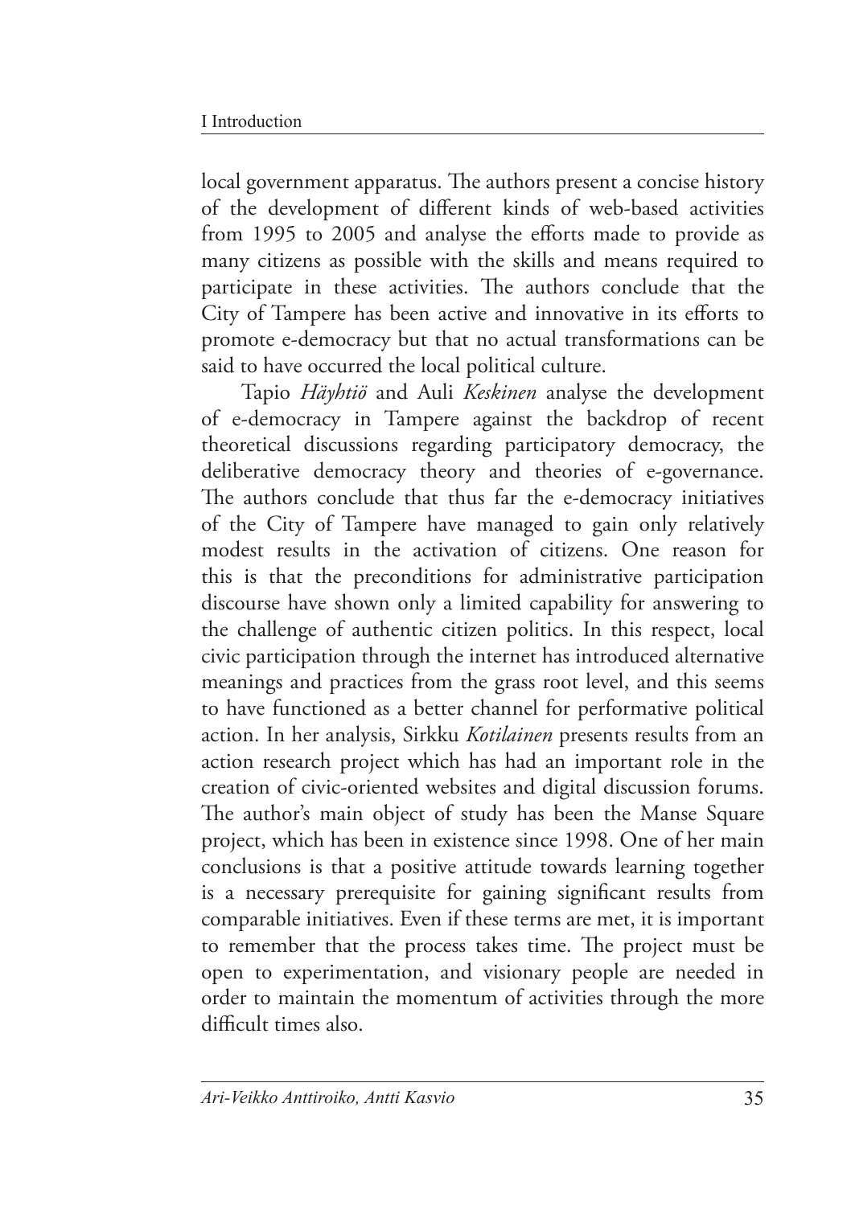local government apparatus. The authors present a concise history of the development of different kinds of web-based activities from 1995 to 2005 and analyse the efforts made to provide as many citizens as possible with the skills and means required to participate in these activities. The authors conclude that the City of Tampere has been active and innovative in its efforts to promote e-democracy but that no actual transformations can be said to have occurred the local political culture.

Tapio *Häyhtiö* and Auli *Keskinen* analyse the development of e-democracy in Tampere against the backdrop of recent theoretical discussions regarding participatory democracy, the deliberative democracy theory and theories of e-governance. The authors conclude that thus far the e-democracy initiatives of the City of Tampere have managed to gain only relatively modest results in the activation of citizens. One reason for this is that the preconditions for administrative participation discourse have shown only a limited capability for answering to the challenge of authentic citizen politics. In this respect, local civic participation through the internet has introduced alternative meanings and practices from the grass root level, and this seems to have functioned as a better channel for performative political action. In her analysis, Sirkku *Kotilainen* presents results from an action research project which has had an important role in the creation of civic-oriented websites and digital discussion forums. The author's main object of study has been the Manse Square project, which has been in existence since 1998. One of her main conclusions is that a positive attitude towards learning together is a necessary prerequisite for gaining significant results from comparable initiatives. Even if these terms are met, it is important to remember that the process takes time. The project must be open to experimentation, and visionary people are needed in order to maintain the momentum of activities through the more difficult times also.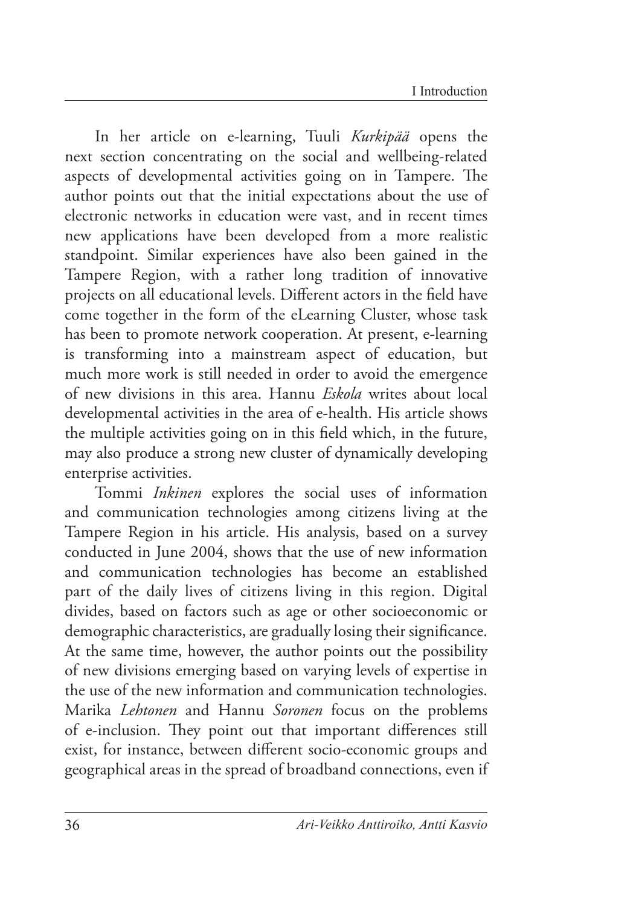In her article on e-learning, Tuuli *Kurkipää* opens the next section concentrating on the social and wellbeing-related aspects of developmental activities going on in Tampere. The author points out that the initial expectations about the use of electronic networks in education were vast, and in recent times new applications have been developed from a more realistic standpoint. Similar experiences have also been gained in the Tampere Region, with a rather long tradition of innovative projects on all educational levels. Different actors in the field have come together in the form of the eLearning Cluster, whose task has been to promote network cooperation. At present, e-learning is transforming into a mainstream aspect of education, but much more work is still needed in order to avoid the emergence of new divisions in this area. Hannu *Eskola* writes about local developmental activities in the area of e-health. His article shows the multiple activities going on in this field which, in the future, may also produce a strong new cluster of dynamically developing enterprise activities.

Tommi *Inkinen* explores the social uses of information and communication technologies among citizens living at the Tampere Region in his article. His analysis, based on a survey conducted in June 2004, shows that the use of new information and communication technologies has become an established part of the daily lives of citizens living in this region. Digital divides, based on factors such as age or other socioeconomic or demographic characteristics, are gradually losing their significance. At the same time, however, the author points out the possibility of new divisions emerging based on varying levels of expertise in the use of the new information and communication technologies. Marika *Lehtonen* and Hannu *Soronen* focus on the problems of e-inclusion. They point out that important differences still exist, for instance, between different socio-economic groups and geographical areas in the spread of broadband connections, even if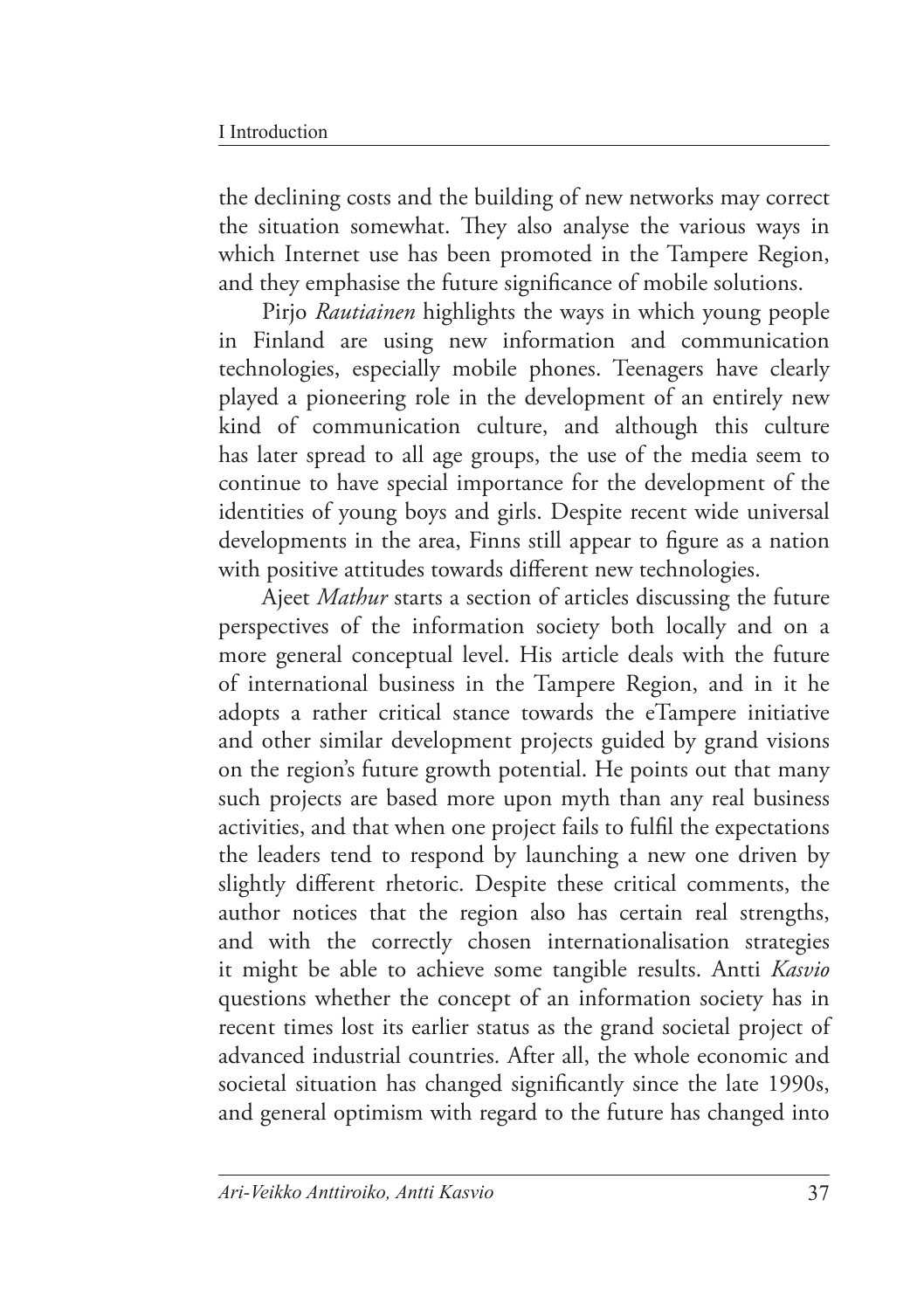the declining costs and the building of new networks may correct the situation somewhat. They also analyse the various ways in which Internet use has been promoted in the Tampere Region, and they emphasise the future significance of mobile solutions.

Pirjo *Rautiainen* highlights the ways in which young people in Finland are using new information and communication technologies, especially mobile phones. Teenagers have clearly played a pioneering role in the development of an entirely new kind of communication culture, and although this culture has later spread to all age groups, the use of the media seem to continue to have special importance for the development of the identities of young boys and girls. Despite recent wide universal developments in the area, Finns still appear to figure as a nation with positive attitudes towards different new technologies.

Ajeet *Mathur* starts a section of articles discussing the future perspectives of the information society both locally and on a more general conceptual level. His article deals with the future of international business in the Tampere Region, and in it he adopts a rather critical stance towards the eTampere initiative and other similar development projects guided by grand visions on the region's future growth potential. He points out that many such projects are based more upon myth than any real business activities, and that when one project fails to fulfil the expectations the leaders tend to respond by launching a new one driven by slightly different rhetoric. Despite these critical comments, the author notices that the region also has certain real strengths, and with the correctly chosen internationalisation strategies it might be able to achieve some tangible results. Antti *Kasvio* questions whether the concept of an information society has in recent times lost its earlier status as the grand societal project of advanced industrial countries. After all, the whole economic and societal situation has changed significantly since the late 1990s, and general optimism with regard to the future has changed into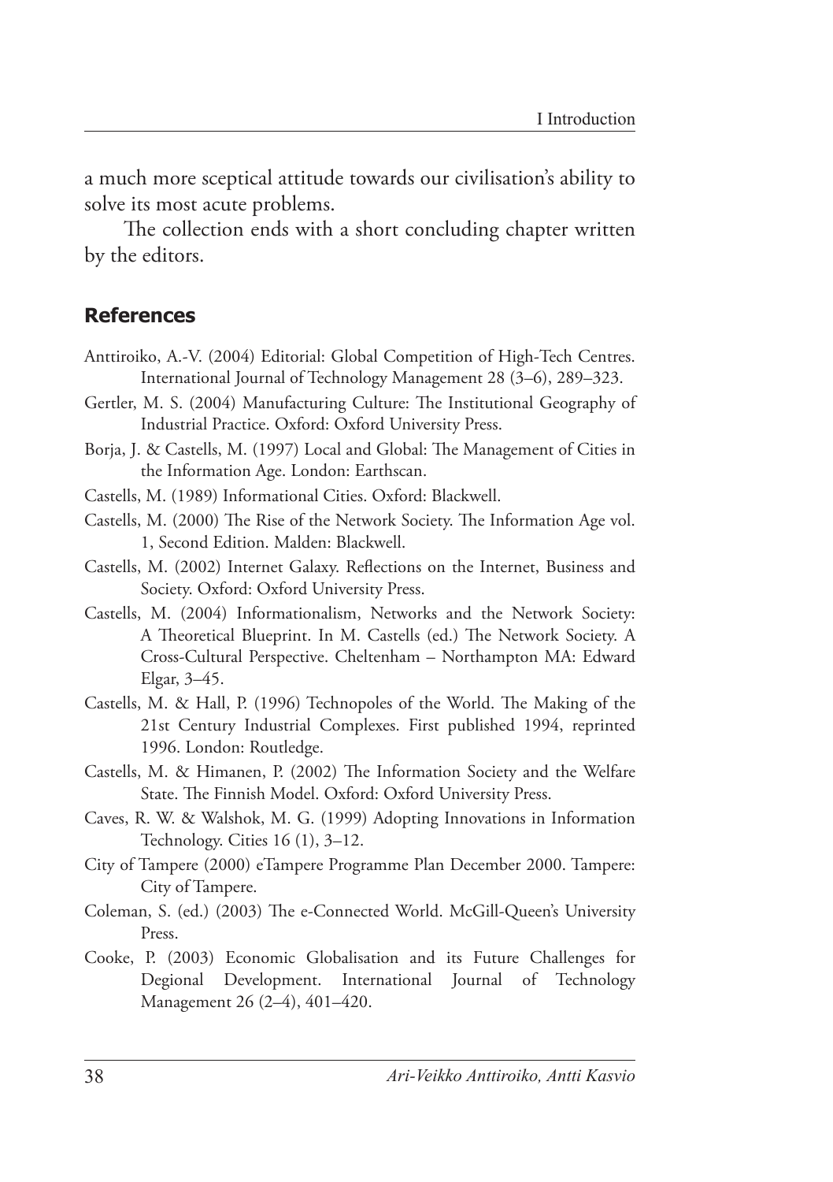a much more sceptical attitude towards our civilisation's ability to solve its most acute problems.

The collection ends with a short concluding chapter written by the editors.

## References

Anttiroiko, A.-V. (2004) Editorial: Global Competition of High-Tech Centres. International Journal of Technology Management 28 (3–6), 289–323.

Gertler, M. S. (2004) Manufacturing Culture: The Institutional Geography of Industrial Practice. Oxford: Oxford University Press.

Borja, J. & Castells, M. (1997) Local and Global: The Management of Cities in the Information Age. London: Earthscan.

Castells, M. (1989) Informational Cities. Oxford: Blackwell.

Castells, M. (2000) The Rise of the Network Society. The Information Age vol. 1, Second Edition. Malden: Blackwell.

Castells, M. (2002) Internet Galaxy. Reflections on the Internet, Business and Society. Oxford: Oxford University Press.

Castells, M. (2004) Informationalism, Networks and the Network Society: A Theoretical Blueprint. In M. Castells (ed.) The Network Society. A Cross-Cultural Perspective. Cheltenham – Northampton MA: Edward Elgar, 3–45.

Castells, M. & Hall, P. (1996) Technopoles of the World. The Making of the 21st Century Industrial Complexes. First published 1994, reprinted 1996. London: Routledge.

Castells, M. & Himanen, P. (2002) The Information Society and the Welfare State. The Finnish Model. Oxford: Oxford University Press.

Caves, R. W. & Walshok, M. G. (1999) Adopting Innovations in Information Technology. Cities 16 (1), 3–12.

City of Tampere (2000) eTampere Programme Plan December 2000. Tampere: City of Tampere.

Coleman, S. (ed.) (2003) The e-Connected World. McGill-Queen's University Press.

Cooke, P. (2003) Economic Globalisation and its Future Challenges for Degional Development. International Journal of Technology Management 26 (2–4), 401–420.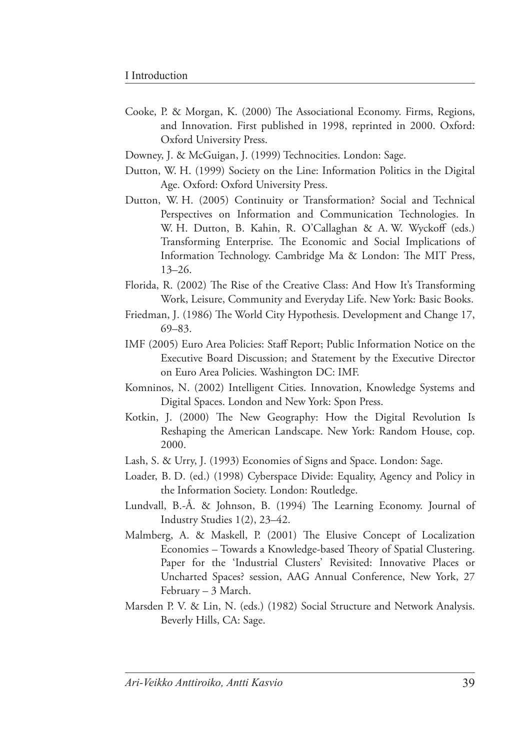Cooke, P. & Morgan, K. (2000) The Associational Economy. Firms, Regions, and Innovation. First published in 1998, reprinted in 2000. Oxford: Oxford University Press.

Downey, J. & McGuigan, J. (1999) Technocities. London: Sage.

Dutton, W. H. (1999) Society on the Line: Information Politics in the Digital Age. Oxford: Oxford University Press.

Dutton, W. H. (2005) Continuity or Transformation? Social and Technical Perspectives on Information and Communication Technologies. In W. H. Dutton, B. Kahin, R. O'Callaghan & A. W. Wyckoff (eds.) Transforming Enterprise. The Economic and Social Implications of Information Technology. Cambridge Ma & London: The MIT Press, 13–26.

Florida, R. (2002) The Rise of the Creative Class: And How It's Transforming Work, Leisure, Community and Everyday Life. New York: Basic Books.

Friedman, J. (1986) The World City Hypothesis. Development and Change 17, 69–83.

IMF (2005) Euro Area Policies: Staff Report; Public Information Notice on the Executive Board Discussion; and Statement by the Executive Director on Euro Area Policies. Washington DC: IMF.

Komninos, N. (2002) Intelligent Cities. Innovation, Knowledge Systems and Digital Spaces. London and New York: Spon Press.

Kotkin, J. (2000) The New Geography: How the Digital Revolution Is Reshaping the American Landscape. New York: Random House, cop. 2000.

Lash, S. & Urry, J. (1993) Economies of Signs and Space. London: Sage.

Loader, B. D. (ed.) (1998) Cyberspace Divide: Equality, Agency and Policy in the Information Society. London: Routledge.

Lundvall, B.-Å. & Johnson, B. (1994) The Learning Economy. Journal of Industry Studies 1(2), 23–42.

Malmberg, A. & Maskell, P. (2001) The Elusive Concept of Localization Economies – Towards a Knowledge-based Theory of Spatial Clustering. Paper for the 'Industrial Clusters' Revisited: Innovative Places or Uncharted Spaces? session, AAG Annual Conference, New York, 27 February – 3 March.

Marsden P. V. & Lin, N. (eds.) (1982) Social Structure and Network Analysis. Beverly Hills, CA: Sage.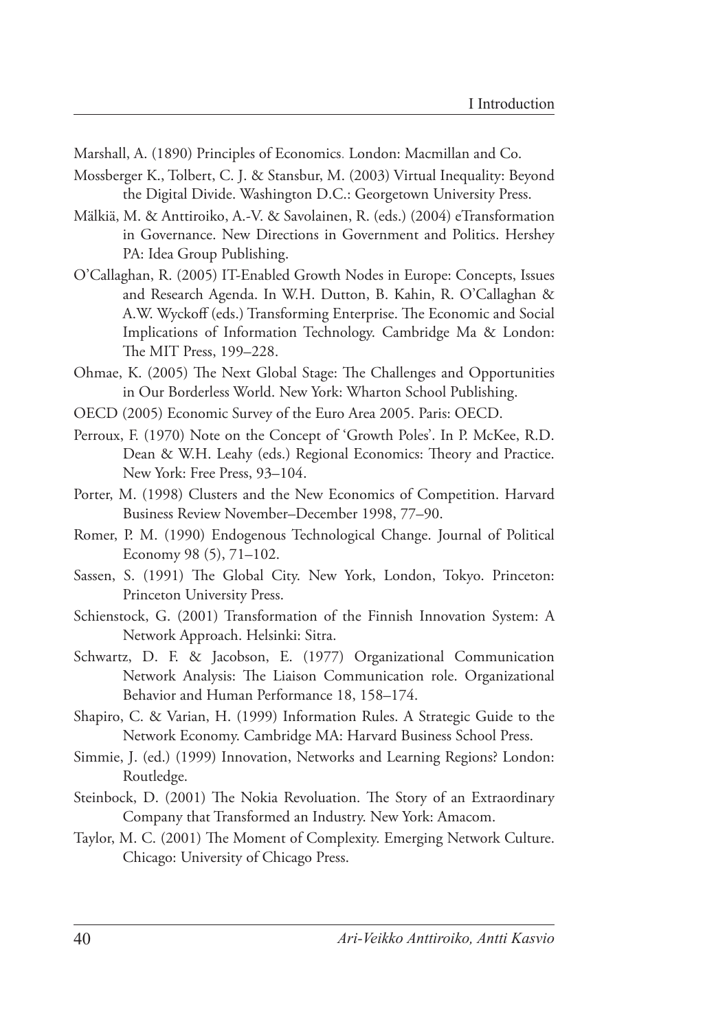Marshall, A. (1890) Principles of Economics. London: Macmillan and Co.

Mossberger K., Tolbert, C. J. & Stansbur, M. (2003) Virtual Inequality: Beyond the Digital Divide. Washington D.C.: Georgetown University Press.

Mälkiä, M. & Anttiroiko, A.-V. & Savolainen, R. (eds.) (2004) eTransformation in Governance. New Directions in Government and Politics. Hershey PA: Idea Group Publishing.

O'Callaghan, R. (2005) IT-Enabled Growth Nodes in Europe: Concepts, Issues and Research Agenda. In W.H. Dutton, B. Kahin, R. O'Callaghan & A.W. Wyckoff (eds.) Transforming Enterprise. The Economic and Social Implications of Information Technology. Cambridge Ma & London: The MIT Press, 199–228.

Ohmae, K. (2005) The Next Global Stage: The Challenges and Opportunities in Our Borderless World. New York: Wharton School Publishing.

OECD (2005) Economic Survey of the Euro Area 2005. Paris: OECD.

Perroux, F. (1970) Note on the Concept of 'Growth Poles'. In P. McKee, R.D. Dean & W.H. Leahy (eds.) Regional Economics: Theory and Practice. New York: Free Press, 93–104.

Porter, M. (1998) Clusters and the New Economics of Competition. Harvard Business Review November–December 1998, 77–90.

Romer, P. M. (1990) Endogenous Technological Change. Journal of Political Economy 98 (5), 71–102.

Sassen, S. (1991) The Global City. New York, London, Tokyo. Princeton: Princeton University Press.

Schienstock, G. (2001) Transformation of the Finnish Innovation System: A Network Approach. Helsinki: Sitra.

Schwartz, D. F. & Jacobson, E. (1977) Organizational Communication Network Analysis: The Liaison Communication role. Organizational Behavior and Human Performance 18, 158–174.

Shapiro, C. & Varian, H. (1999) Information Rules. A Strategic Guide to the Network Economy. Cambridge MA: Harvard Business School Press.

Simmie, J. (ed.) (1999) Innovation, Networks and Learning Regions? London: Routledge.

Steinbock, D. (2001) The Nokia Revoluation. The Story of an Extraordinary Company that Transformed an Industry. New York: Amacom.

Taylor, M. C. (2001) The Moment of Complexity. Emerging Network Culture. Chicago: University of Chicago Press.